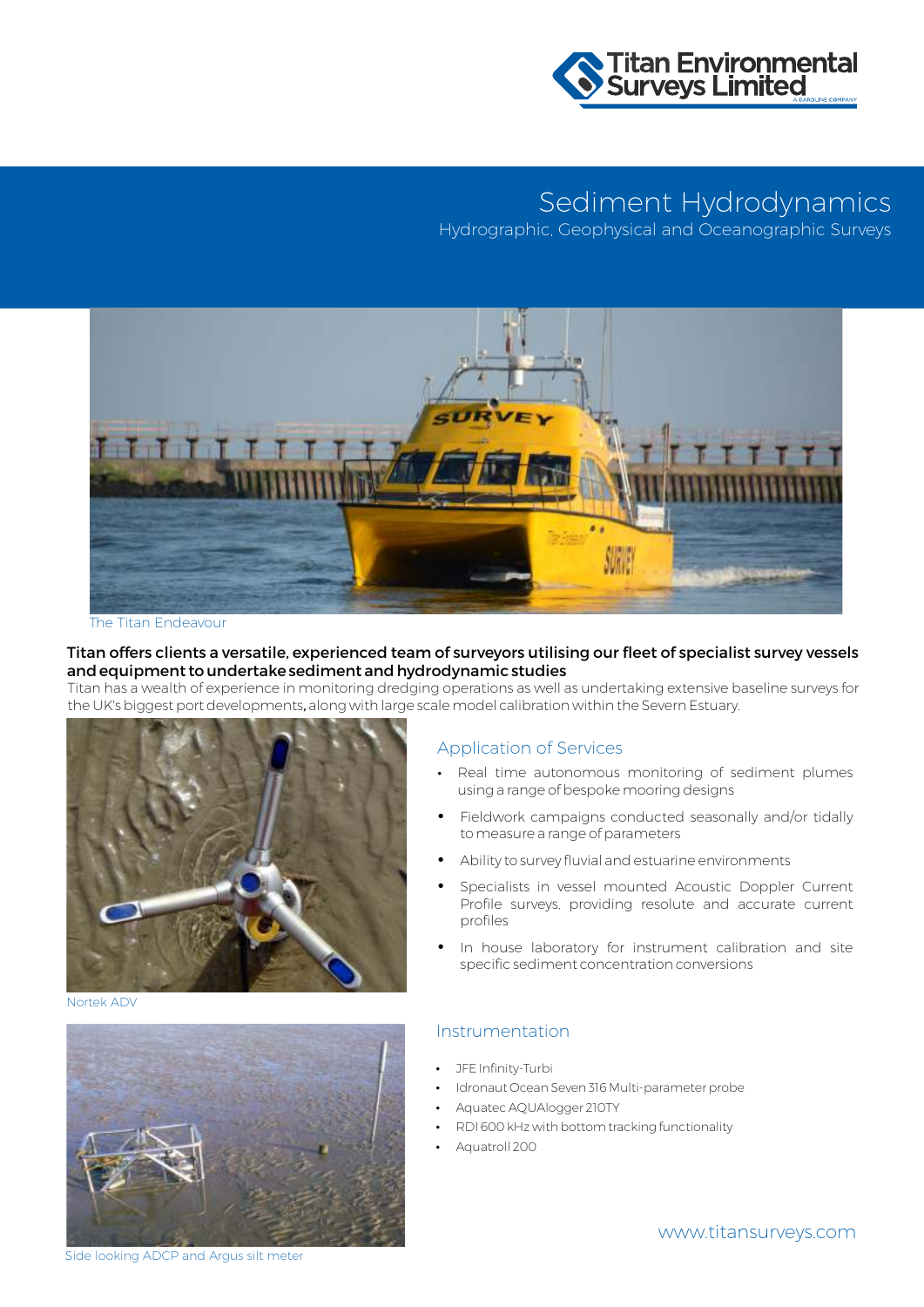# Sediment Hydrodynamics

## Hydrographic, Geophysical and Oceanographic Surveys

The Titan Endeavour

**Titan offers clients a versatile, experienced team of surveyors utilising our fleet of specialist survey vessels and equipment to undertake sediment and hydrodynamic studies**

Titan has a wealth of experience in monitoring dredging operations as well as undertaking extensive baseline surveys for the UK's biggest port developments, along with large scale model calibration within the Severn Estuary.

Nortek ADV

Side looking ADCP and Argus silt meter

## Application of Services

- Real time autonomous monitoring of sediment plumes using a range of bespoke mooring designs
- Fieldwork campaigns conducted seasonally and/or tidally to measure a range of parameters
- Ability to survey fluvial and estuarine environments
- Specialists in vessel mounted Acoustic Doppler Current Profile surveys, providing resolute and accurate current profiles
- In house laboratory for instrument calibration and site specific sediment concentration conversions

## Instrumentation

- JFE Infinity-Turbi
- Idronaut Ocean Seven 316 Multi-parameter probe
- Aquatec AQUAlogger 210TY
- RDI 600 kHz with bottom tracking functionality
- Aquatroll 200

www.titansurveys.com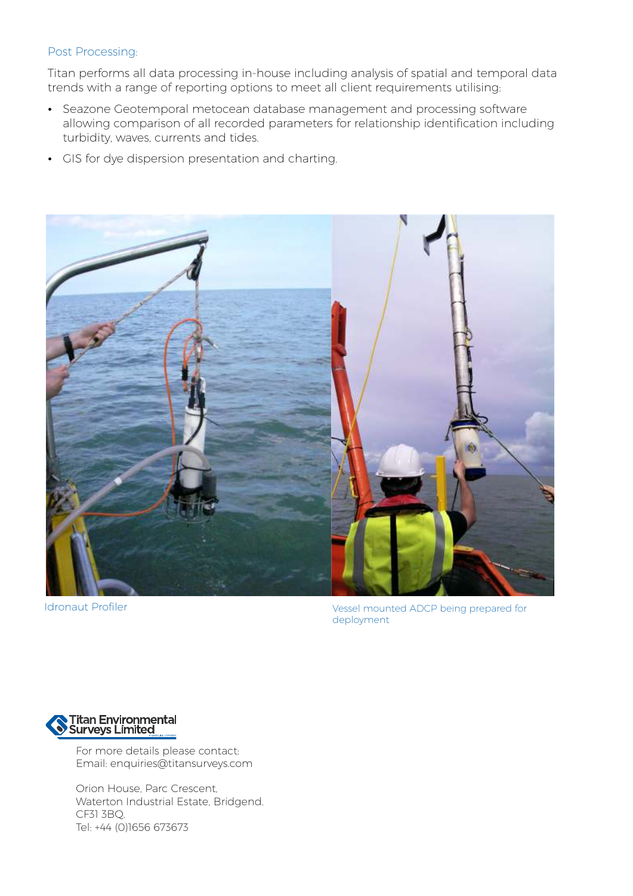## Post Processing:

Titan performs all data processing in-house including analysis of spatial and temporal data trends with a range of reporting options to meet all client requirements utilising:

- Seazone Geotemporal metocean database management and processing software allowing comparison of all recorded parameters for relationship identification including turbidity, waves, currents and tides.
- GIS for dye dispersion presentation and charting.

Idronaut Profiler

Vessel mounted ADCP being prepared for deployment

Titan Environmental Surveys Limited

For more details please contact:
Email: enquiries@titansurveys.com

Orion House, Parc Crescent,
Waterton Industrial Estate, Bridgend.
CF31 3BQ.
Tel: +44 (0)1656 673673